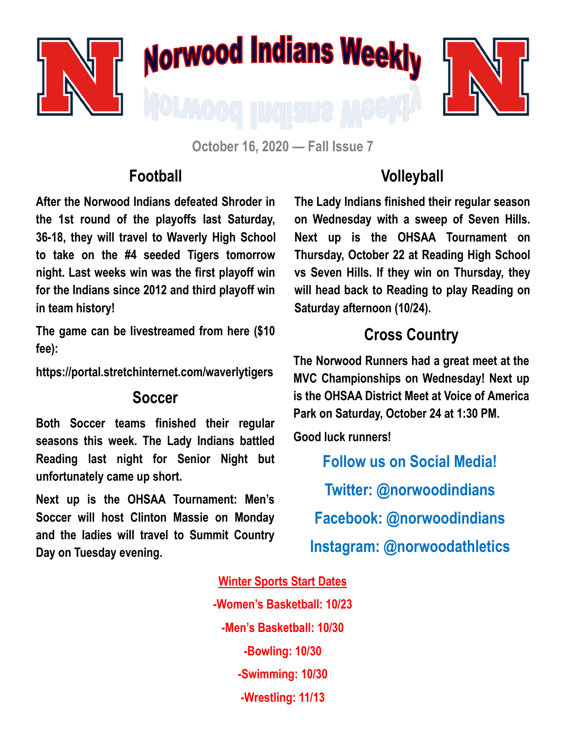# Norwood Indians Weekly

October 16, 2020 — Fall Issue 7

## Football

**After the Norwood Indians defeated Shroder in the 1st round of the playoffs last Saturday, 36-18, they will travel to Waverly High School to take on the #4 seeded Tigers tomorrow night. Last weeks win was the first playoff win for the Indians since 2012 and third playoff win in team history!**

**The game can be livestreamed from here ($10 fee):**

**https://portal.stretchinternet.com/waverlytigers**

## Soccer

**Both Soccer teams finished their regular seasons this week. The Lady Indians battled Reading last night for Senior Night but unfortunately came up short.**

**Next up is the OHSAA Tournament: Men's Soccer will host Clinton Massie on Monday and the ladies will travel to Summit Country Day on Tuesday evening.**

## Volleyball

**The Lady Indians finished their regular season on Wednesday with a sweep of Seven Hills. Next up is the OHSAA Tournament on Thursday, October 22 at Reading High School vs Seven Hills. If they win on Thursday, they will head back to Reading to play Reading on Saturday afternoon (10/24).**

## Cross Country

**The Norwood Runners had a great meet at the MVC Championships on Wednesday! Next up is the OHSAA District Meet at Voice of America Park on Saturday, October 24 at 1:30 PM.**

**Good luck runners!**

**Follow us on Social Media!**

**Twitter: @norwoodindians**

**Facebook: @norwoodindians**

**Instagram: @norwoodathletics**

**Winter Sports Start Dates**

**-Women's Basketball: 10/23**

**-Men's Basketball: 10/30**

**-Bowling: 10/30**

**-Swimming: 10/30**

**-Wrestling: 11/13**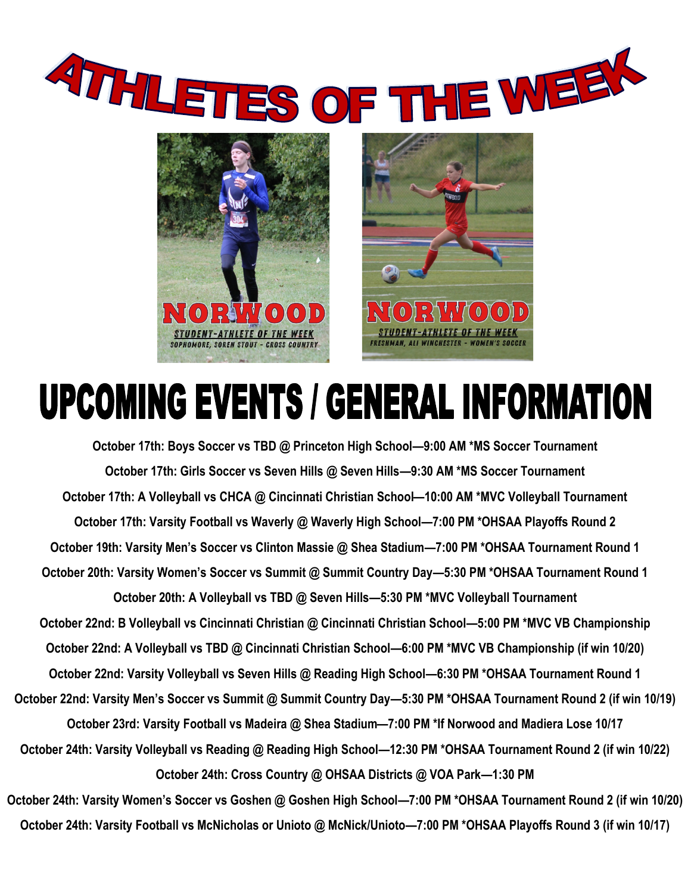# ATHLETES OF THE WEEK

NORWOOD
STUDENT-ATHLETE OF THE WEEK
SOPHOMORE, SOREN STOUT - CROSS COUNTRY

NORWOOD
STUDENT-ATHLETE OF THE WEEK
FRESHMAN, ALI WINCHESTER - WOMEN'S SOCCER

# UPCOMING EVENTS / GENERAL INFORMATION

**October 17th: Boys Soccer vs TBD @ Princeton High School—9:00 AM *MS Soccer Tournament**

**October 17th: Girls Soccer vs Seven Hills @ Seven Hills—9:30 AM *MS Soccer Tournament**

**October 17th: A Volleyball vs CHCA @ Cincinnati Christian School—10:00 AM *MVC Volleyball Tournament**

**October 17th: Varsity Football vs Waverly @ Waverly High School—7:00 PM *OHSAA Playoffs Round 2**

**October 19th: Varsity Men's Soccer vs Clinton Massie @ Shea Stadium—7:00 PM *OHSAA Tournament Round 1**

**October 20th: Varsity Women's Soccer vs Summit @ Summit Country Day—5:30 PM *OHSAA Tournament Round 1**

**October 20th: A Volleyball vs TBD @ Seven Hills—5:30 PM *MVC Volleyball Tournament**

**October 22nd: B Volleyball vs Cincinnati Christian @ Cincinnati Christian School—5:00 PM *MVC VB Championship**

**October 22nd: A Volleyball vs TBD @ Cincinnati Christian School—6:00 PM *MVC VB Championship (if win 10/20)**

**October 22nd: Varsity Volleyball vs Seven Hills @ Reading High School—6:30 PM *OHSAA Tournament Round 1**

**October 22nd: Varsity Men's Soccer vs Summit @ Summit Country Day—5:30 PM *OHSAA Tournament Round 2 (if win 10/19)**

**October 23rd: Varsity Football vs Madeira @ Shea Stadium—7:00 PM *If Norwood and Madiera Lose 10/17**

**October 24th: Varsity Volleyball vs Reading @ Reading High School—12:30 PM *OHSAA Tournament Round 2 (if win 10/22)**

**October 24th: Cross Country @ OHSAA Districts @ VOA Park—1:30 PM**

**October 24th: Varsity Women's Soccer vs Goshen @ Goshen High School—7:00 PM *OHSAA Tournament Round 2 (if win 10/20)**

**October 24th: Varsity Football vs McNicholas or Unioto @ McNick/Unioto—7:00 PM *OHSAA Playoffs Round 3 (if win 10/17)**